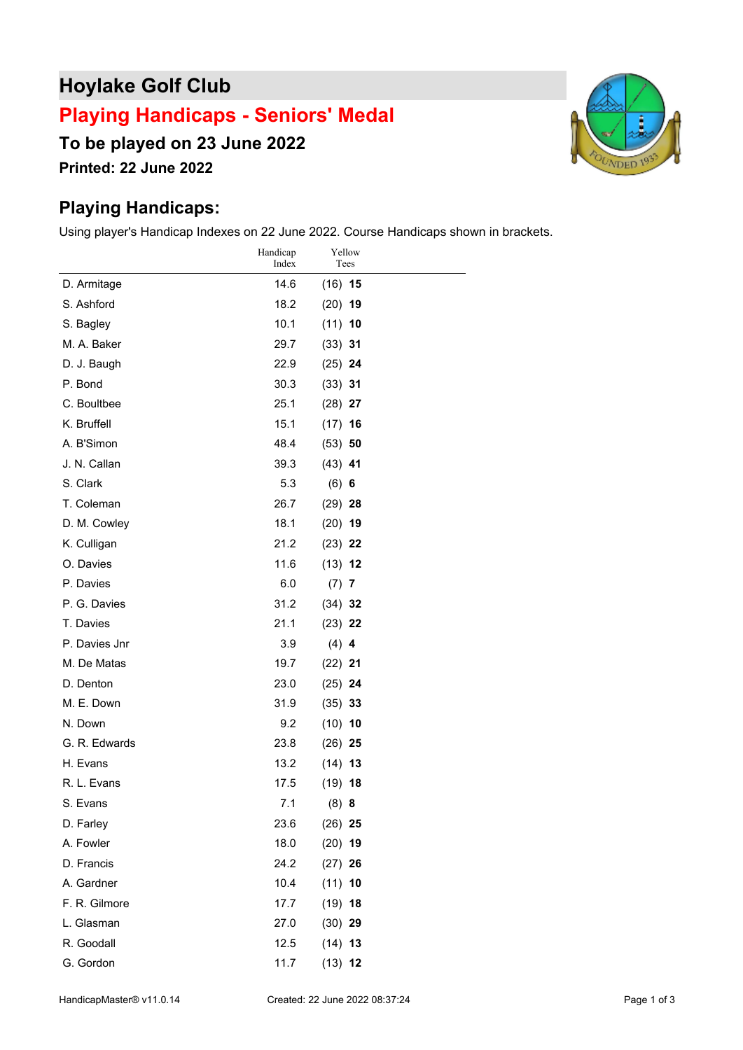# Hoylake Golf Club

## Playing Handicaps - Seniors' Medal

### To be played on 23 June 2022

**Printed: 22 June 2022**

## Playing Handicaps:

Using player's Handicap Indexes on 22 June 2022. Course Handicaps shown in brackets.

| | Handicap Index | Yellow Tees |
|---|---|---|
| D. Armitage | 14.6 | (16) **15** |
| S. Ashford | 18.2 | (20) **19** |
| S. Bagley | 10.1 | (11) **10** |
| M. A. Baker | 29.7 | (33) **31** |
| D. J. Baugh | 22.9 | (25) **24** |
| P. Bond | 30.3 | (33) **31** |
| C. Boultbee | 25.1 | (28) **27** |
| K. Bruffell | 15.1 | (17) **16** |
| A. B'Simon | 48.4 | (53) **50** |
| J. N. Callan | 39.3 | (43) **41** |
| S. Clark | 5.3 | (6) **6** |
| T. Coleman | 26.7 | (29) **28** |
| D. M. Cowley | 18.1 | (20) **19** |
| K. Culligan | 21.2 | (23) **22** |
| O. Davies | 11.6 | (13) **12** |
| P. Davies | 6.0 | (7) **7** |
| P. G. Davies | 31.2 | (34) **32** |
| T. Davies | 21.1 | (23) **22** |
| P. Davies Jnr | 3.9 | (4) **4** |
| M. De Matas | 19.7 | (22) **21** |
| D. Denton | 23.0 | (25) **24** |
| M. E. Down | 31.9 | (35) **33** |
| N. Down | 9.2 | (10) **10** |
| G. R. Edwards | 23.8 | (26) **25** |
| H. Evans | 13.2 | (14) **13** |
| R. L. Evans | 17.5 | (19) **18** |
| S. Evans | 7.1 | (8) **8** |
| D. Farley | 23.6 | (26) **25** |
| A. Fowler | 18.0 | (20) **19** |
| D. Francis | 24.2 | (27) **26** |
| A. Gardner | 10.4 | (11) **10** |
| F. R. Gilmore | 17.7 | (19) **18** |
| L. Glasman | 27.0 | (30) **29** |
| R. Goodall | 12.5 | (14) **13** |
| G. Gordon | 11.7 | (13) **12** |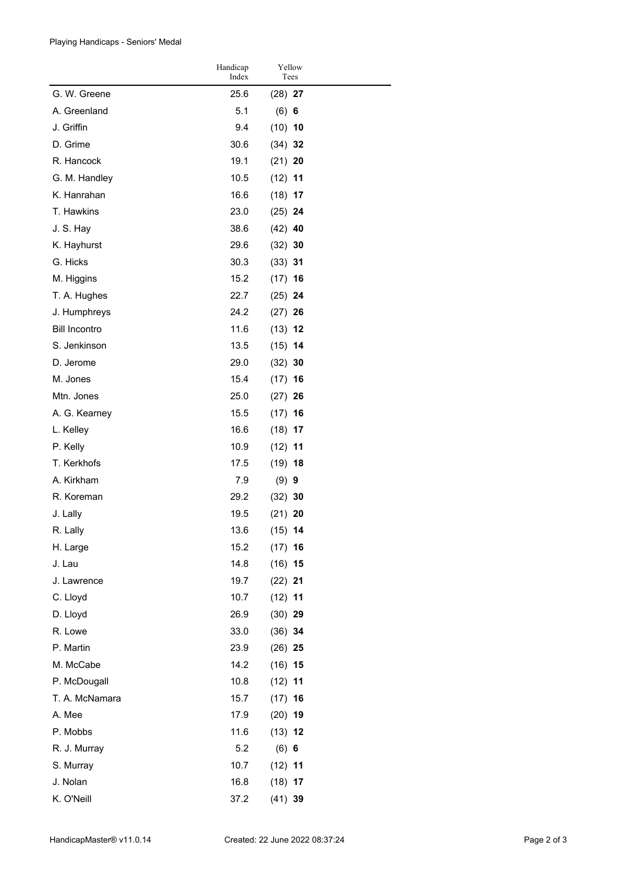Playing Handicaps - Seniors' Medal

| | Handicap Index | Yellow Tees |
|---|---|---|
| G. W. Greene | 25.6 | (28) **27** |
| A. Greenland | 5.1 | (6) **6** |
| J. Griffin | 9.4 | (10) **10** |
| D. Grime | 30.6 | (34) **32** |
| R. Hancock | 19.1 | (21) **20** |
| G. M. Handley | 10.5 | (12) **11** |
| K. Hanrahan | 16.6 | (18) **17** |
| T. Hawkins | 23.0 | (25) **24** |
| J. S. Hay | 38.6 | (42) **40** |
| K. Hayhurst | 29.6 | (32) **30** |
| G. Hicks | 30.3 | (33) **31** |
| M. Higgins | 15.2 | (17) **16** |
| T. A. Hughes | 22.7 | (25) **24** |
| J. Humphreys | 24.2 | (27) **26** |
| Bill Incontro | 11.6 | (13) **12** |
| S. Jenkinson | 13.5 | (15) **14** |
| D. Jerome | 29.0 | (32) **30** |
| M. Jones | 15.4 | (17) **16** |
| Mtn. Jones | 25.0 | (27) **26** |
| A. G. Kearney | 15.5 | (17) **16** |
| L. Kelley | 16.6 | (18) **17** |
| P. Kelly | 10.9 | (12) **11** |
| T. Kerkhofs | 17.5 | (19) **18** |
| A. Kirkham | 7.9 | (9) **9** |
| R. Koreman | 29.2 | (32) **30** |
| J. Lally | 19.5 | (21) **20** |
| R. Lally | 13.6 | (15) **14** |
| H. Large | 15.2 | (17) **16** |
| J. Lau | 14.8 | (16) **15** |
| J. Lawrence | 19.7 | (22) **21** |
| C. Lloyd | 10.7 | (12) **11** |
| D. Lloyd | 26.9 | (30) **29** |
| R. Lowe | 33.0 | (36) **34** |
| P. Martin | 23.9 | (26) **25** |
| M. McCabe | 14.2 | (16) **15** |
| P. McDougall | 10.8 | (12) **11** |
| T. A. McNamara | 15.7 | (17) **16** |
| A. Mee | 17.9 | (20) **19** |
| P. Mobbs | 11.6 | (13) **12** |
| R. J. Murray | 5.2 | (6) **6** |
| S. Murray | 10.7 | (12) **11** |
| J. Nolan | 16.8 | (18) **17** |
| K. O'Neill | 37.2 | (41) **39** |

HandicapMaster® v11.0.14 Created: 22 June 2022 08:37:24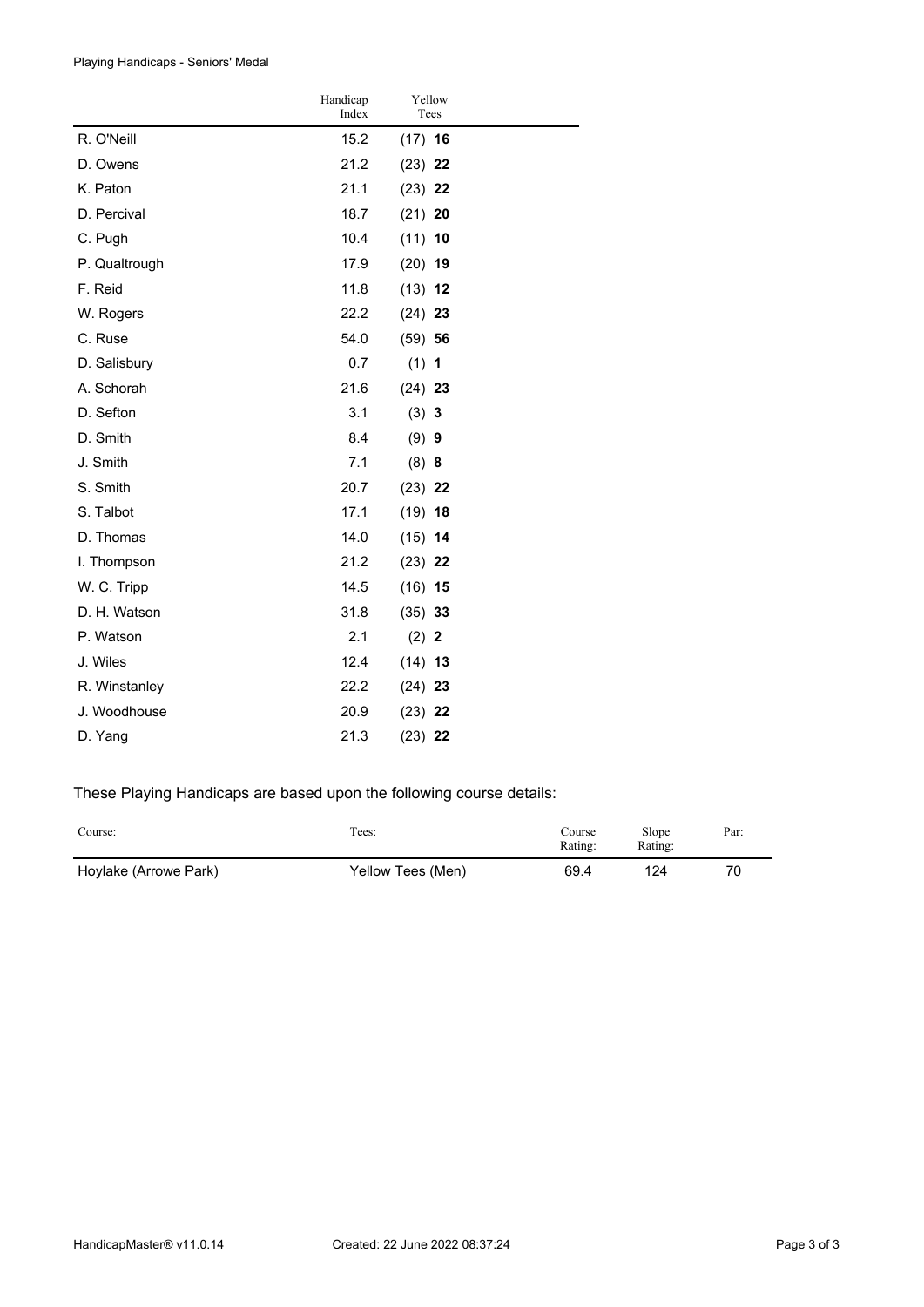Playing Handicaps - Seniors' Medal

| | Handicap Index | Yellow Tees |
|---|---|---|
| R. O'Neill | 15.2 | (17) **16** |
| D. Owens | 21.2 | (23) **22** |
| K. Paton | 21.1 | (23) **22** |
| D. Percival | 18.7 | (21) **20** |
| C. Pugh | 10.4 | (11) **10** |
| P. Qualtrough | 17.9 | (20) **19** |
| F. Reid | 11.8 | (13) **12** |
| W. Rogers | 22.2 | (24) **23** |
| C. Ruse | 54.0 | (59) **56** |
| D. Salisbury | 0.7 | (1) **1** |
| A. Schorah | 21.6 | (24) **23** |
| D. Sefton | 3.1 | (3) **3** |
| D. Smith | 8.4 | (9) **9** |
| J. Smith | 7.1 | (8) **8** |
| S. Smith | 20.7 | (23) **22** |
| S. Talbot | 17.1 | (19) **18** |
| D. Thomas | 14.0 | (15) **14** |
| I. Thompson | 21.2 | (23) **22** |
| W. C. Tripp | 14.5 | (16) **15** |
| D. H. Watson | 31.8 | (35) **33** |
| P. Watson | 2.1 | (2) **2** |
| J. Wiles | 12.4 | (14) **13** |
| R. Winstanley | 22.2 | (24) **23** |
| J. Woodhouse | 20.9 | (23) **22** |
| D. Yang | 21.3 | (23) **22** |

These Playing Handicaps are based upon the following course details:

| Course: | Tees: | Course Rating: | Slope Rating: | Par: |
|---|---|---|---|---|
| Hoylake (Arrowe Park) | Yellow Tees (Men) | 69.4 | 124 | 70 |

HandicapMaster® v11.0.14 Created: 22 June 2022 08:37:24